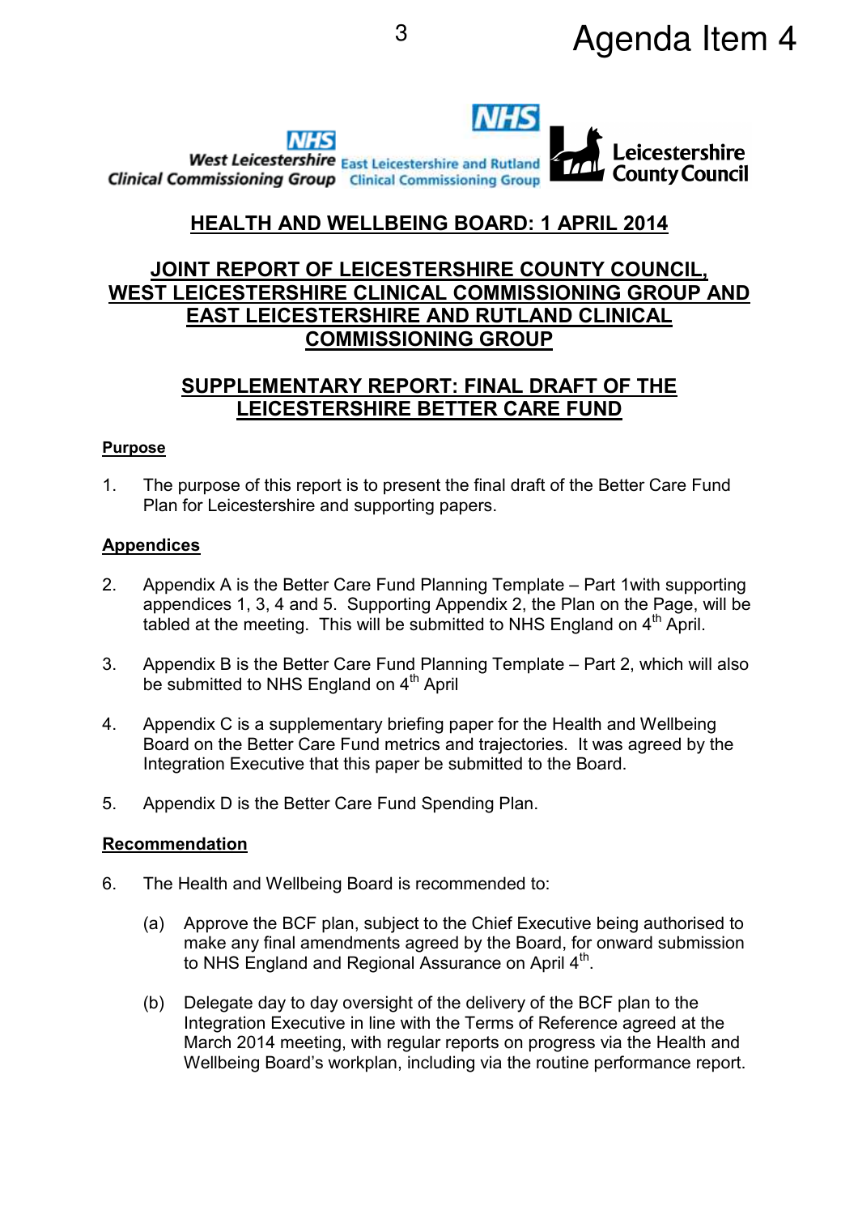Agenda Item 4

West Leicestershire Clinical Commissioning Group
East Leicestershire and Rutland Clinical Commissioning Group
Leicestershire County Council

# HEALTH AND WELLBEING BOARD: 1 APRIL 2014

# JOINT REPORT OF LEICESTERSHIRE COUNTY COUNCIL, WEST LEICESTERSHIRE CLINICAL COMMISSIONING GROUP AND EAST LEICESTERSHIRE AND RUTLAND CLINICAL COMMISSIONING GROUP

# SUPPLEMENTARY REPORT: FINAL DRAFT OF THE LEICESTERSHIRE BETTER CARE FUND

## Purpose

1. The purpose of this report is to present the final draft of the Better Care Fund Plan for Leicestershire and supporting papers.

## Appendices

2. Appendix A is the Better Care Fund Planning Template – Part 1with supporting appendices 1, 3, 4 and 5. Supporting Appendix 2, the Plan on the Page, will be tabled at the meeting. This will be submitted to NHS England on 4th April.

3. Appendix B is the Better Care Fund Planning Template – Part 2, which will also be submitted to NHS England on 4th April

4. Appendix C is a supplementary briefing paper for the Health and Wellbeing Board on the Better Care Fund metrics and trajectories. It was agreed by the Integration Executive that this paper be submitted to the Board.

5. Appendix D is the Better Care Fund Spending Plan.

## Recommendation

6. The Health and Wellbeing Board is recommended to:

   (a) Approve the BCF plan, subject to the Chief Executive being authorised to make any final amendments agreed by the Board, for onward submission to NHS England and Regional Assurance on April 4th.

   (b) Delegate day to day oversight of the delivery of the BCF plan to the Integration Executive in line with the Terms of Reference agreed at the March 2014 meeting, with regular reports on progress via the Health and Wellbeing Board's workplan, including via the routine performance report.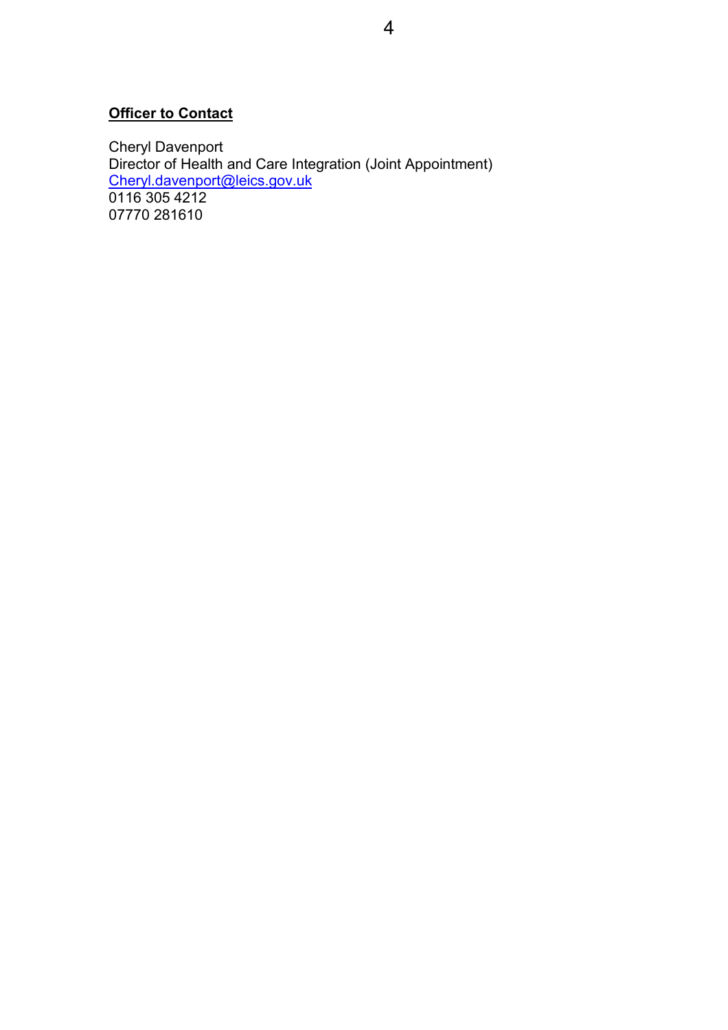**Officer to Contact**

Cheryl Davenport
Director of Health and Care Integration (Joint Appointment)
Cheryl.davenport@leics.gov.uk
0116 305 4212
07770 281610